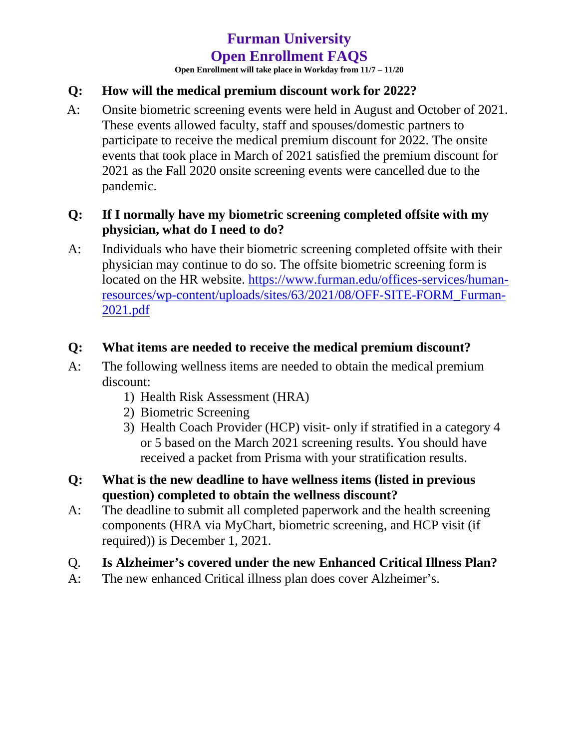# Furman University
# Open Enrollment FAQS

**Open Enrollment will take place in Workday from 11/7 – 11/20**

**Q: How will the medical premium discount work for 2022?**

A: Onsite biometric screening events were held in August and October of 2021. These events allowed faculty, staff and spouses/domestic partners to participate to receive the medical premium discount for 2022. The onsite events that took place in March of 2021 satisfied the premium discount for 2021 as the Fall 2020 onsite screening events were cancelled due to the pandemic.

**Q: If I normally have my biometric screening completed offsite with my physician, what do I need to do?**

A: Individuals who have their biometric screening completed offsite with their physician may continue to do so. The offsite biometric screening form is located on the HR website. [https://www.furman.edu/offices-services/human-resources/wp-content/uploads/sites/63/2021/08/OFF-SITE-FORM_Furman-2021.pdf](https://www.furman.edu/offices-services/human-resources/wp-content/uploads/sites/63/2021/08/OFF-SITE-FORM_Furman-2021.pdf)

**Q: What items are needed to receive the medical premium discount?**

A: The following wellness items are needed to obtain the medical premium discount:

1) Health Risk Assessment (HRA)
2) Biometric Screening
3) Health Coach Provider (HCP) visit- only if stratified in a category 4 or 5 based on the March 2021 screening results. You should have received a packet from Prisma with your stratification results.

**Q: What is the new deadline to have wellness items (listed in previous question) completed to obtain the wellness discount?**

A: The deadline to submit all completed paperwork and the health screening components (HRA via MyChart, biometric screening, and HCP visit (if required)) is December 1, 2021.

Q. **Is Alzheimer's covered under the new Enhanced Critical Illness Plan?**

A: The new enhanced Critical illness plan does cover Alzheimer's.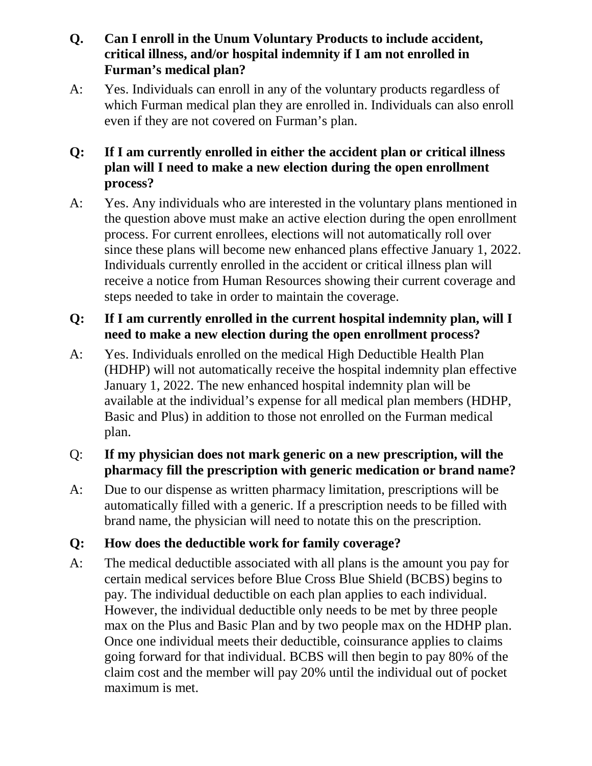**Q. Can I enroll in the Unum Voluntary Products to include accident, critical illness, and/or hospital indemnity if I am not enrolled in Furman's medical plan?**

A: Yes. Individuals can enroll in any of the voluntary products regardless of which Furman medical plan they are enrolled in. Individuals can also enroll even if they are not covered on Furman's plan.

**Q: If I am currently enrolled in either the accident plan or critical illness plan will I need to make a new election during the open enrollment process?**

A: Yes. Any individuals who are interested in the voluntary plans mentioned in the question above must make an active election during the open enrollment process. For current enrollees, elections will not automatically roll over since these plans will become new enhanced plans effective January 1, 2022. Individuals currently enrolled in the accident or critical illness plan will receive a notice from Human Resources showing their current coverage and steps needed to take in order to maintain the coverage.

**Q: If I am currently enrolled in the current hospital indemnity plan, will I need to make a new election during the open enrollment process?**

A: Yes. Individuals enrolled on the medical High Deductible Health Plan (HDHP) will not automatically receive the hospital indemnity plan effective January 1, 2022. The new enhanced hospital indemnity plan will be available at the individual's expense for all medical plan members (HDHP, Basic and Plus) in addition to those not enrolled on the Furman medical plan.

Q: **If my physician does not mark generic on a new prescription, will the pharmacy fill the prescription with generic medication or brand name?**

A: Due to our dispense as written pharmacy limitation, prescriptions will be automatically filled with a generic. If a prescription needs to be filled with brand name, the physician will need to notate this on the prescription.

**Q: How does the deductible work for family coverage?**

A: The medical deductible associated with all plans is the amount you pay for certain medical services before Blue Cross Blue Shield (BCBS) begins to pay. The individual deductible on each plan applies to each individual. However, the individual deductible only needs to be met by three people max on the Plus and Basic Plan and by two people max on the HDHP plan. Once one individual meets their deductible, coinsurance applies to claims going forward for that individual. BCBS will then begin to pay 80% of the claim cost and the member will pay 20% until the individual out of pocket maximum is met.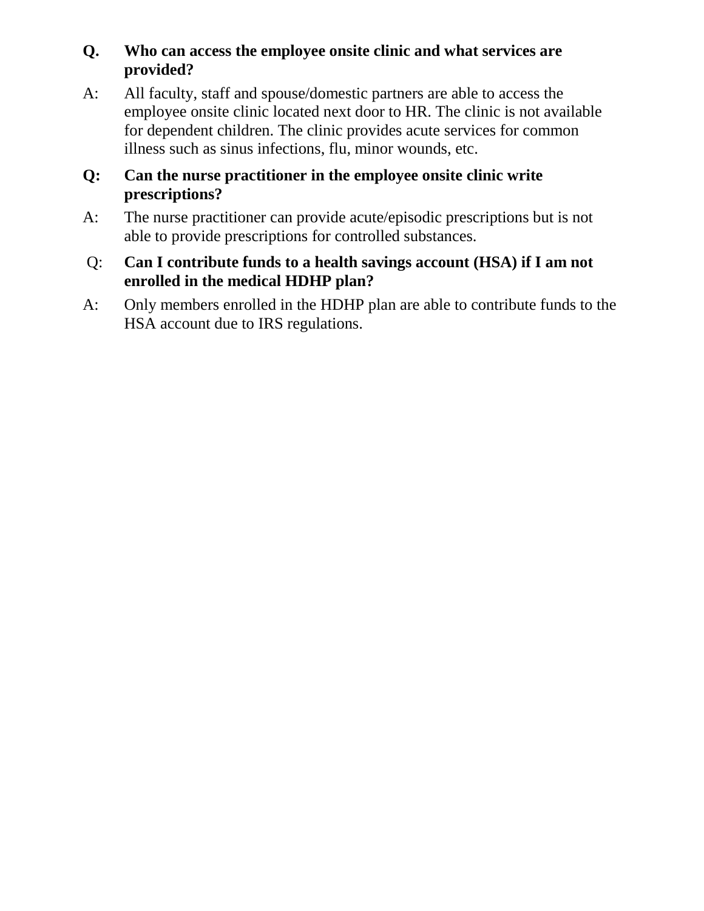**Q. Who can access the employee onsite clinic and what services are provided?**

A: All faculty, staff and spouse/domestic partners are able to access the employee onsite clinic located next door to HR. The clinic is not available for dependent children. The clinic provides acute services for common illness such as sinus infections, flu, minor wounds, etc.

**Q: Can the nurse practitioner in the employee onsite clinic write prescriptions?**

A: The nurse practitioner can provide acute/episodic prescriptions but is not able to provide prescriptions for controlled substances.

Q: **Can I contribute funds to a health savings account (HSA) if I am not enrolled in the medical HDHP plan?**

A: Only members enrolled in the HDHP plan are able to contribute funds to the HSA account due to IRS regulations.